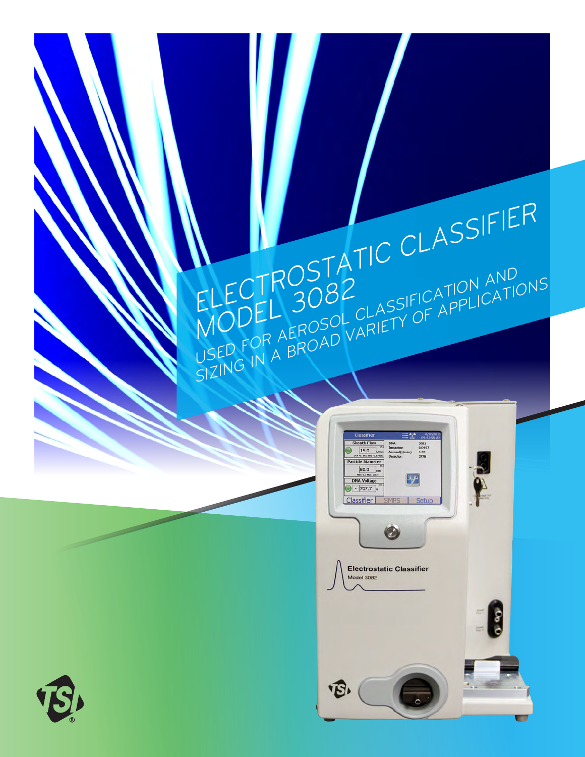# ELECTROSTATIC CLASSIFIER MODEL 3082

## USED FOR AEROSOL CLASSIFICATION AND SIZING IN A BROAD VARIETY OF APPLICATIONS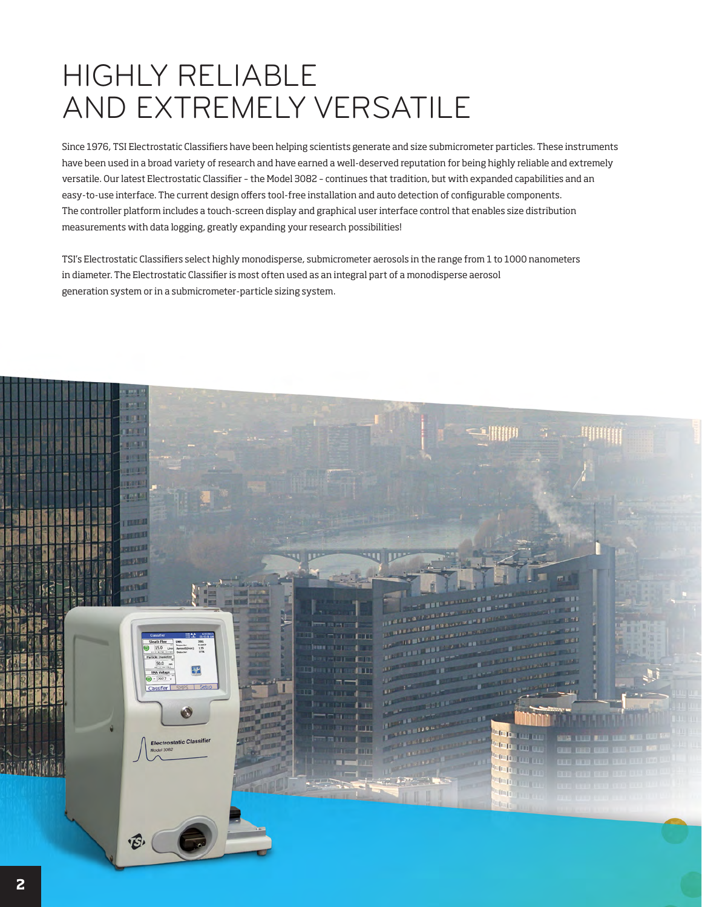# HIGHLY RELIABLE AND EXTREMELY VERSATILE

Since 1976, TSI Electrostatic Classifiers have been helping scientists generate and size submicrometer particles. These instruments have been used in a broad variety of research and have earned a well-deserved reputation for being highly reliable and extremely versatile. Our latest Electrostatic Classifier – the Model 3082 – continues that tradition, but with expanded capabilities and an easy-to-use interface. The current design offers tool-free installation and auto detection of configurable components. The controller platform includes a touch-screen display and graphical user interface control that enables size distribution measurements with data logging, greatly expanding your research possibilities!

TSI's Electrostatic Classifiers select highly monodisperse, submicrometer aerosols in the range from 1 to 1000 nanometers in diameter. The Electrostatic Classifier is most often used as an integral part of a monodisperse aerosol generation system or in a submicrometer-particle sizing system.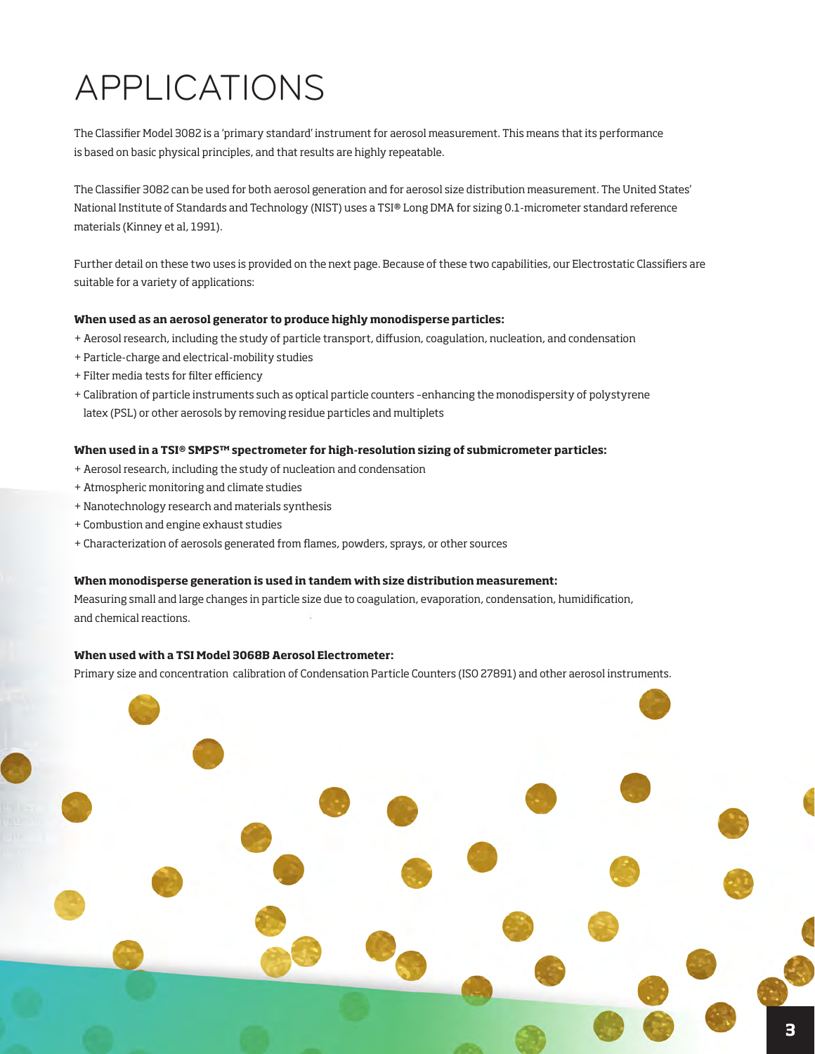# APPLICATIONS

The Classifier Model 3082 is a 'primary standard' instrument for aerosol measurement. This means that its performance is based on basic physical principles, and that results are highly repeatable.

The Classifier 3082 can be used for both aerosol generation and for aerosol size distribution measurement. The United States' National Institute of Standards and Technology (NIST) uses a TSI® Long DMA for sizing 0.1-micrometer standard reference materials (Kinney et al, 1991).

Further detail on these two uses is provided on the next page. Because of these two capabilities, our Electrostatic Classifiers are suitable for a variety of applications:

**When used as an aerosol generator to produce highly monodisperse particles:**

+ Aerosol research, including the study of particle transport, diffusion, coagulation, nucleation, and condensation
+ Particle-charge and electrical-mobility studies
+ Filter media tests for filter efficiency
+ Calibration of particle instruments such as optical particle counters -enhancing the monodispersity of polystyrene latex (PSL) or other aerosols by removing residue particles and multiplets

**When used in a TSI® SMPS™ spectrometer for high-resolution sizing of submicrometer particles:**

+ Aerosol research, including the study of nucleation and condensation
+ Atmospheric monitoring and climate studies
+ Nanotechnology research and materials synthesis
+ Combustion and engine exhaust studies
+ Characterization of aerosols generated from flames, powders, sprays, or other sources

**When monodisperse generation is used in tandem with size distribution measurement:**
Measuring small and large changes in particle size due to coagulation, evaporation, condensation, humidification, and chemical reactions.

**When used with a TSI Model 3068B Aerosol Electrometer:**
Primary size and concentration calibration of Condensation Particle Counters (ISO 27891) and other aerosol instruments.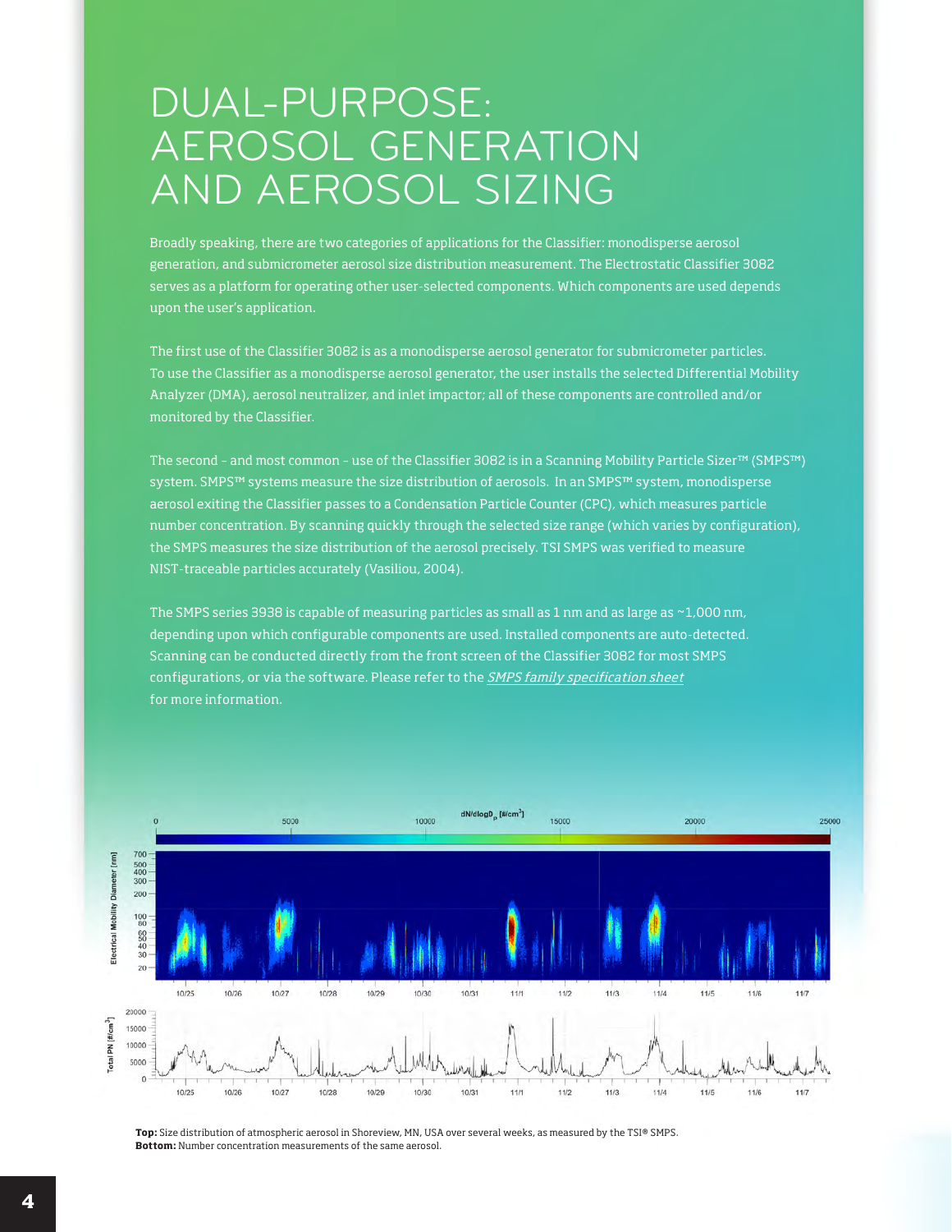# DUAL-PURPOSE: AEROSOL GENERATION AND AEROSOL SIZING

Broadly speaking, there are two categories of applications for the Classifier: monodisperse aerosol generation, and submicrometer aerosol size distribution measurement. The Electrostatic Classifier 3082 serves as a platform for operating other user-selected components. Which components are used depends upon the user's application.

The first use of the Classifier 3082 is as a monodisperse aerosol generator for submicrometer particles. To use the Classifier as a monodisperse aerosol generator, the user installs the selected Differential Mobility Analyzer (DMA), aerosol neutralizer, and inlet impactor; all of these components are controlled and/or monitored by the Classifier.

The second – and most common – use of the Classifier 3082 is in a Scanning Mobility Particle Sizer™ (SMPS™) system. SMPS™ systems measure the size distribution of aerosols. In an SMPS™ system, monodisperse aerosol exiting the Classifier passes to a Condensation Particle Counter (CPC), which measures particle number concentration. By scanning quickly through the selected size range (which varies by configuration), the SMPS measures the size distribution of the aerosol precisely. TSI SMPS was verified to measure NIST-traceable particles accurately (Vasiliou, 2004).

The SMPS series 3938 is capable of measuring particles as small as 1 nm and as large as ~1,000 nm, depending upon which configurable components are used. Installed components are auto-detected. Scanning can be conducted directly from the front screen of the Classifier 3082 for most SMPS configurations, or via the software. Please refer to the *SMPS family specification sheet* for more information.

**Top:** Size distribution of atmospheric aerosol in Shoreview, MN, USA over several weeks, as measured by the TSI® SMPS.
**Bottom:** Number concentration measurements of the same aerosol.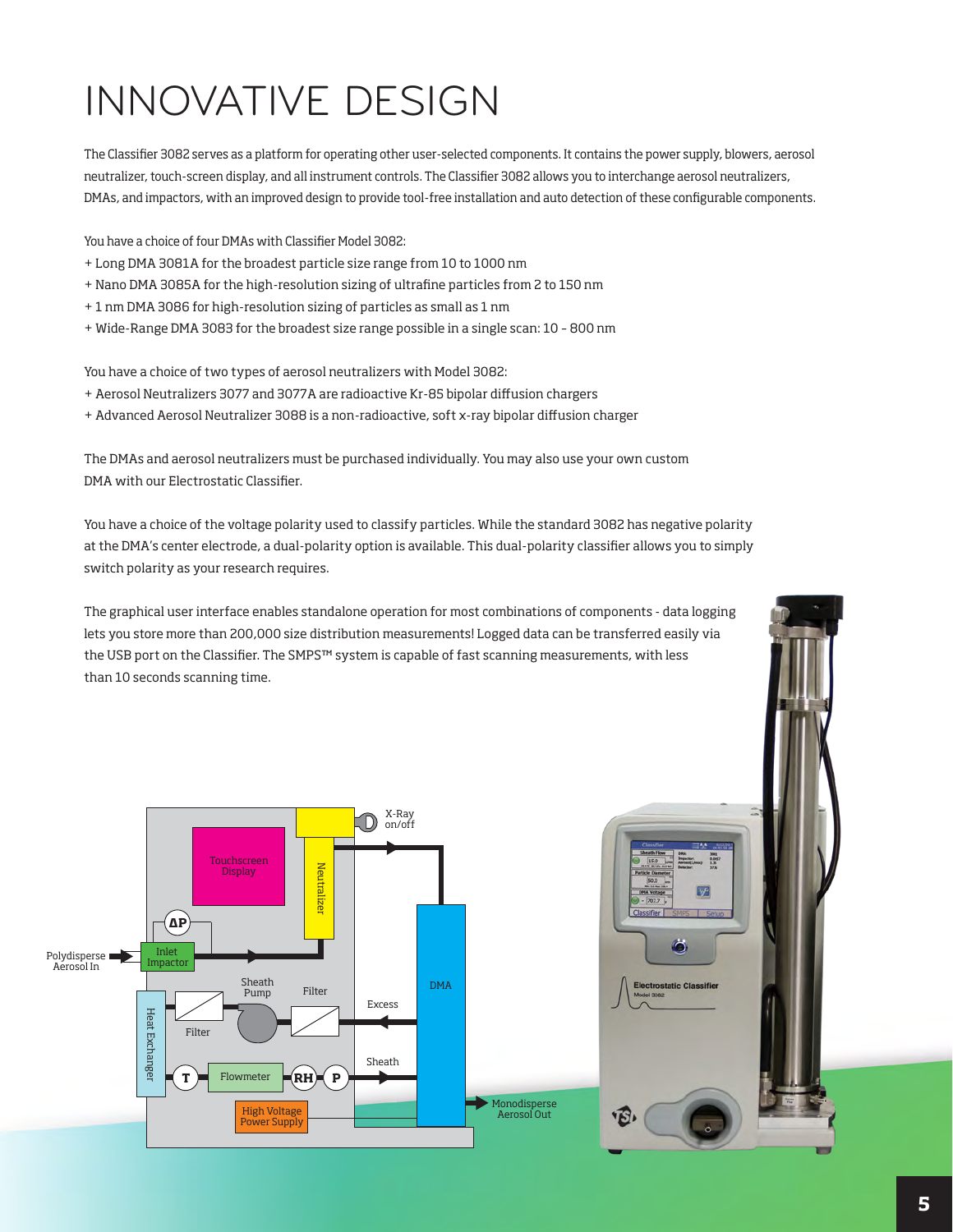# INNOVATIVE DESIGN

The Classifier 3082 serves as a platform for operating other user-selected components. It contains the power supply, blowers, aerosol neutralizer, touch-screen display, and all instrument controls. The Classifier 3082 allows you to interchange aerosol neutralizers, DMAs, and impactors, with an improved design to provide tool-free installation and auto detection of these configurable components.

You have a choice of four DMAs with Classifier Model 3082:

+ Long DMA 3081A for the broadest particle size range from 10 to 1000 nm
+ Nano DMA 3085A for the high-resolution sizing of ultrafine particles from 2 to 150 nm
+ 1 nm DMA 3086 for high-resolution sizing of particles as small as 1 nm
+ Wide-Range DMA 3083 for the broadest size range possible in a single scan: 10 – 800 nm

You have a choice of two types of aerosol neutralizers with Model 3082:

+ Aerosol Neutralizers 3077 and 3077A are radioactive Kr-85 bipolar diffusion chargers
+ Advanced Aerosol Neutralizer 3088 is a non-radioactive, soft x-ray bipolar diffusion charger

The DMAs and aerosol neutralizers must be purchased individually. You may also use your own custom DMA with our Electrostatic Classifier.

You have a choice of the voltage polarity used to classify particles. While the standard 3082 has negative polarity at the DMA's center electrode, a dual-polarity option is available. This dual-polarity classifier allows you to simply switch polarity as your research requires.

The graphical user interface enables standalone operation for most combinations of components - data logging lets you store more than 200,000 size distribution measurements! Logged data can be transferred easily via the USB port on the Classifier. The SMPS™ system is capable of fast scanning measurements, with less than 10 seconds scanning time.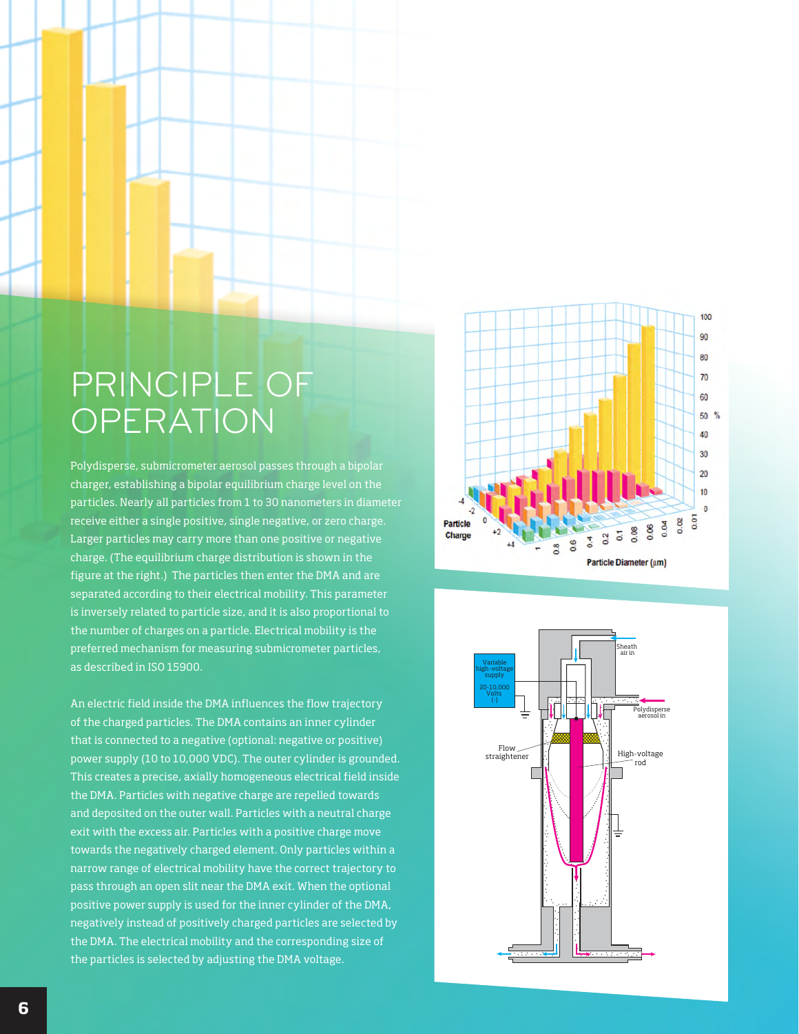# PRINCIPLE OF OPERATION

Polydisperse, submicrometer aerosol passes through a bipolar charger, establishing a bipolar equilibrium charge level on the particles. Nearly all particles from 1 to 30 nanometers in diameter receive either a single positive, single negative, or zero charge. Larger particles may carry more than one positive or negative charge. (The equilibrium charge distribution is shown in the figure at the right.) The particles then enter the DMA and are separated according to their electrical mobility. This parameter is inversely related to particle size, and it is also proportional to the number of charges on a particle. Electrical mobility is the preferred mechanism for measuring submicrometer particles, as described in ISO 15900.

An electric field inside the DMA influences the flow trajectory of the charged particles. The DMA contains an inner cylinder that is connected to a negative (optional: negative or positive) power supply (10 to 10,000 VDC). The outer cylinder is grounded. This creates a precise, axially homogeneous electrical field inside the DMA. Particles with negative charge are repelled towards and deposited on the outer wall. Particles with a neutral charge exit with the excess air. Particles with a positive charge move towards the negatively charged element. Only particles within a narrow range of electrical mobility have the correct trajectory to pass through an open slit near the DMA exit. When the optional positive power supply is used for the inner cylinder of the DMA, negatively instead of positively charged particles are selected by the DMA. The electrical mobility and the corresponding size of the particles is selected by adjusting the DMA voltage.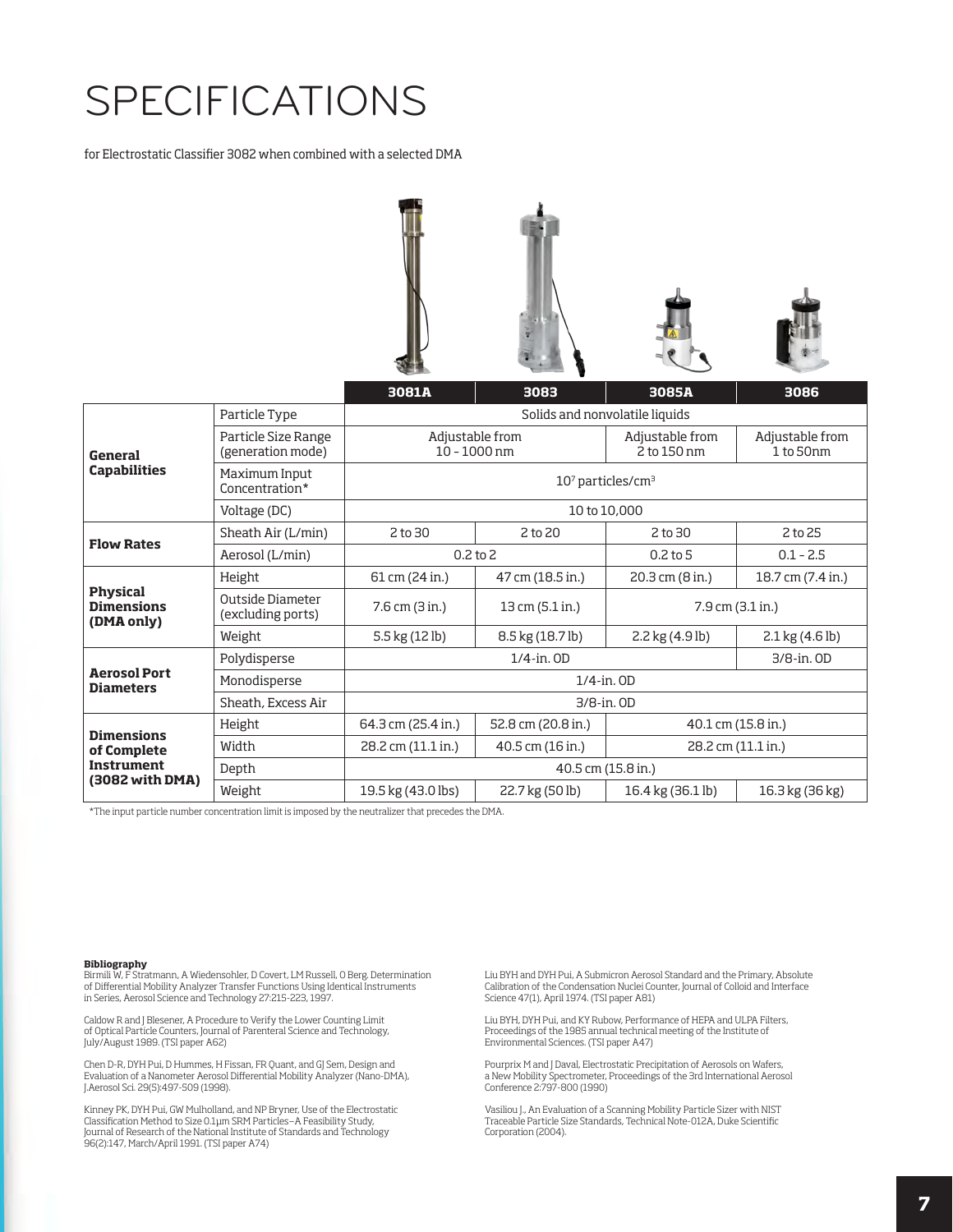# SPECIFICATIONS

for Electrostatic Classifier 3082 when combined with a selected DMA

| | | 3081A | 3083 | 3085A | 3086 |
|---|---|---|---|---|---|
| **General Capabilities** | Particle Type | Solids and nonvolatile liquids | | | |
| | Particle Size Range (generation mode) | Adjustable from 10 - 1000 nm | | Adjustable from 2 to 150 nm | Adjustable from 1 to 50nm |
| | Maximum Input Concentration* | $10^7$ particles/cm$^3$ | | | |
| | Voltage (DC) | 10 to 10,000 | | | |
| **Flow Rates** | Sheath Air (L/min) | 2 to 30 | 2 to 20 | 2 to 30 | 2 to 25 |
| | Aerosol (L/min) | 0.2 to 2 | | 0.2 to 5 | 0.1 - 2.5 |
| **Physical Dimensions (DMA only)** | Height | 61 cm (24 in.) | 47 cm (18.5 in.) | 20.3 cm (8 in.) | 18.7 cm (7.4 in.) |
| | Outside Diameter (excluding ports) | 7.6 cm (3 in.) | 13 cm (5.1 in.) | 7.9 cm (3.1 in.) | |
| | Weight | 5.5 kg (12 lb) | 8.5 kg (18.7 lb) | 2.2 kg (4.9 lb) | 2.1 kg (4.6 lb) |
| **Aerosol Port Diameters** | Polydisperse | 1/4-in. OD | | | 3/8-in. OD |
| | Monodisperse | 1/4-in. OD | | | |
| | Sheath, Excess Air | 3/8-in. OD | | | |
| **Dimensions of Complete Instrument (3082 with DMA)** | Height | 64.3 cm (25.4 in.) | 52.8 cm (20.8 in.) | 40.1 cm (15.8 in.) | |
| | Width | 28.2 cm (11.1 in.) | 40.5 cm (16 in.) | 28.2 cm (11.1 in.) | |
| | Depth | 40.5 cm (15.8 in.) | | | |
| | Weight | 19.5 kg (43.0 lbs) | 22.7 kg (50 lb) | 16.4 kg (36.1 lb) | 16.3 kg (36 kg) |

*The input particle number concentration limit is imposed by the neutralizer that precedes the DMA.

**Bibliography**

Birmili W, F Stratmann, A Wiedensohler, D Covert, LM Russell, O Berg. Determination of Differential Mobility Analyzer Transfer Functions Using Identical Instruments in Series, Aerosol Science and Technology 27:215-223, 1997.

Caldow R and J Blesener, A Procedure to Verify the Lower Counting Limit of Optical Particle Counters, Journal of Parenteral Science and Technology, July/August 1989. (TSI paper A62)

Chen D-R, DYH Pui, D Hummes, H Fissan, FR Quant, and GJ Sem, Design and Evaluation of a Nanometer Aerosol Differential Mobility Analyzer (Nano-DMA), J.Aerosol Sci. 29(5):497-509 (1998).

Kinney PK, DYH Pui, GW Mulholland, and NP Bryner, Use of the Electrostatic Classification Method to Size 0.1µm SRM Particles–A Feasibility Study, Journal of Research of the National Institute of Standards and Technology 96(2):147, March/April 1991. (TSI paper A74)

Liu BYH and DYH Pui, A Submicron Aerosol Standard and the Primary, Absolute Calibration of the Condensation Nuclei Counter, Journal of Colloid and Interface Science 47(1), April 1974. (TSI paper A81)

Liu BYH, DYH Pui, and KY Rubow, Performance of HEPA and ULPA Filters, Proceedings of the 1985 annual technical meeting of the Institute of Environmental Sciences. (TSI paper A47)

Pourprix M and J Daval, Electrostatic Precipitation of Aerosols on Wafers, a New Mobility Spectrometer, Proceedings of the 3rd International Aerosol Conference 2:797-800 (1990)

Vasiliou J., An Evaluation of a Scanning Mobility Particle Sizer with NIST Traceable Particle Size Standards, Technical Note-012A, Duke Scientific Corporation (2004).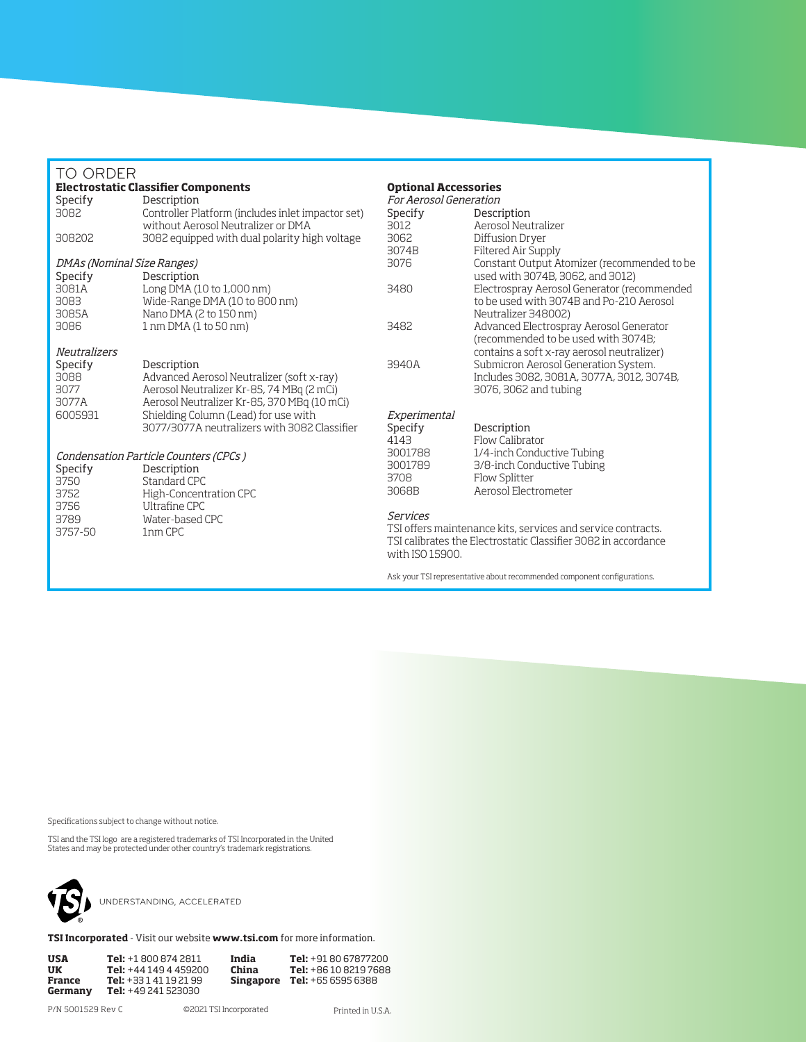# TO ORDER

## Electrostatic Classifier Components

| Specify | Description |
|---|---|
| 3082 | Controller Platform (includes inlet impactor set) without Aerosol Neutralizer or DMA |
| 308202 | 3082 equipped with dual polarity high voltage |

*DMAs (Nominal Size Ranges)*

| Specify | Description |
|---|---|
| 3081A | Long DMA (10 to 1,000 nm) |
| 3083 | Wide-Range DMA (10 to 800 nm) |
| 3085A | Nano DMA (2 to 150 nm) |
| 3086 | 1 nm DMA (1 to 50 nm) |

*Neutralizers*

| Specify | Description |
|---|---|
| 3088 | Advanced Aerosol Neutralizer (soft x-ray) |
| 3077 | Aerosol Neutralizer Kr-85, 74 MBq (2 mCi) |
| 3077A | Aerosol Neutralizer Kr-85, 370 MBq (10 mCi) |
| 6005931 | Shielding Column (Lead) for use with 3077/3077A neutralizers with 3082 Classifier |

*Condensation Particle Counters (CPCs)*

| Specify | Description |
|---|---|
| 3750 | Standard CPC |
| 3752 | High-Concentration CPC |
| 3756 | Ultrafine CPC |
| 3789 | Water-based CPC |
| 3757-50 | 1nm CPC |

## Optional Accessories

*For Aerosol Generation*

| Specify | Description |
|---|---|
| 3012 | Aerosol Neutralizer |
| 3062 | Diffusion Dryer |
| 3074B | Filtered Air Supply |
| 3076 | Constant Output Atomizer (recommended to be used with 3074B, 3062, and 3012) |
| 3480 | Electrospray Aerosol Generator (recommended to be used with 3074B and Po-210 Aerosol Neutralizer 348002) |
| 3482 | Advanced Electrospray Aerosol Generator (recommended to be used with 3074B; contains a soft x-ray aerosol neutralizer) |
| 3940A | Submicron Aerosol Generation System. Includes 3082, 3081A, 3077A, 3012, 3074B, 3076, 3062 and tubing |

*Experimental*

| Specify | Description |
|---|---|
| 4143 | Flow Calibrator |
| 3001788 | 1/4-inch Conductive Tubing |
| 3001789 | 3/8-inch Conductive Tubing |
| 3708 | Flow Splitter |
| 3068B | Aerosol Electrometer |

*Services*

TSI offers maintenance kits, services and service contracts. TSI calibrates the Electrostatic Classifier 3082 in accordance with ISO 15900.

Ask your TSI representative about recommended component configurations.

Specifications subject to change without notice.

TSI and the TSI logo are a registered trademarks of TSI Incorporated in the United States and may be protected under other country's trademark registrations.

UNDERSTANDING, ACCELERATED

**TSI Incorporated** - Visit our website **www.tsi.com** for more information.

| | | | |
|---|---|---|---|
| **USA** | **Tel:** +1 800 874 2811 | **India** | **Tel:** +91 80 67877200 |
| **UK** | **Tel:** +44 149 4 459200 | **China** | **Tel:** +86 10 8219 7688 |
| **France** | **Tel:** +33 1 41 19 21 99 | **Singapore** | **Tel:** +65 6595 6388 |
| **Germany** | **Tel:** +49 241 523030 | | |

P/N 5001529 Rev C ©2021 TSI Incorporated Printed in U.S.A.